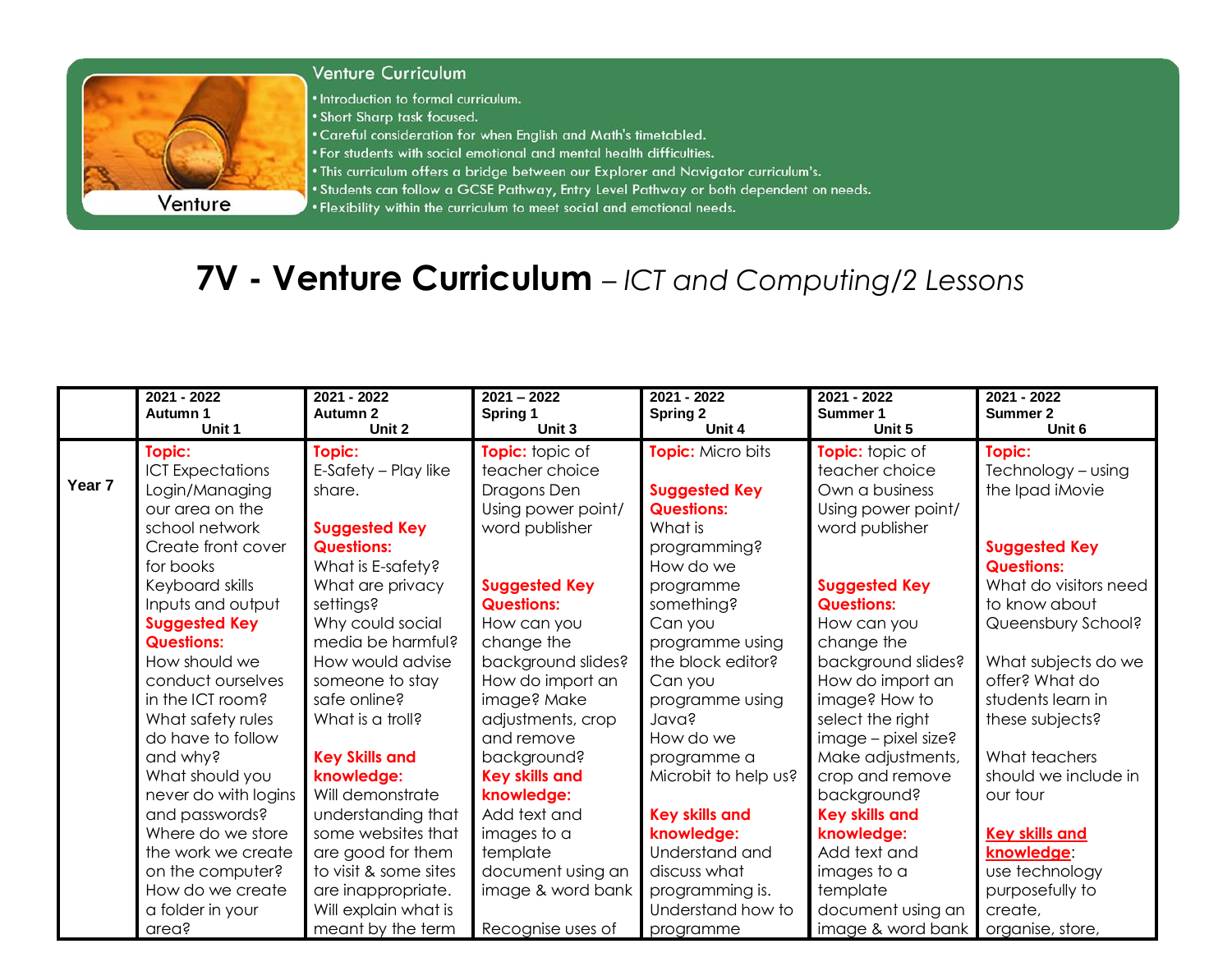## Venture Curriculum

- Introduction to formal curriculum.
- Short Sharp task focused.
- Careful consideration for when English and Math's timetabled.
- For students with social emotional and mental health difficulties.
- This curriculum offers a bridge between our Explorer and Navigator curriculum's.
- Students can follow a GCSE Pathway, Entry Level Pathway or both dependent on needs.
- Flexibility within the curriculum to meet social and emotional needs.

# 7V - Venture Curriculum – *ICT and Computing/2 Lessons*

| | **2021 - 2022 Autumn 1 Unit 1** | **2021 - 2022 Autumn 2 Unit 2** | **2021 – 2022 Spring 1 Unit 3** | **2021 - 2022 Spring 2 Unit 4** | **2021 - 2022 Summer 1 Unit 5** | **2021 - 2022 Summer 2 Unit 6** |
|---|---|---|---|---|---|---|
| **Year 7** | **Topic:** ICT Expectations Login/Managing our area on the school network Create front cover for books Keyboard skills Inputs and output **Suggested Key Questions:** How should we conduct ourselves in the ICT room? What safety rules do have to follow and why? What should you never do with logins and passwords? Where do we store the work we create on the computer? How do we create a folder in your area? | **Topic:** E-Safety – Play like share. **Suggested Key Questions:** What is E-safety? What are privacy settings? Why could social media be harmful? How would advise someone to stay safe online? What is a troll? **Key Skills and knowledge:** Will demonstrate understanding that some websites that are good for them to visit & some sites are inappropriate. Will explain what is meant by the term | **Topic:** topic of teacher choice Dragons Den Using power point/ word publisher **Suggested Key Questions:** How can you change the background slides? How do import an image? Make adjustments, crop and remove background? **Key skills and knowledge:** Add text and images to a template document using an image & word bank Recognise uses of | **Topic:** Micro bits **Suggested Key Questions:** What is programming? How do we programme something? Can you programme using the block editor? Can you programme using Java? How do we programme a Microbit to help us? **Key skills and knowledge:** Understand and discuss what programming is. Understand how to programme | **Topic:** topic of teacher choice Own a business Using power point/ word publisher **Suggested Key Questions:** How can you change the background slides? How do import an image? How to select the right image – pixel size? Make adjustments, crop and remove background? **Key skills and knowledge:** Add text and images to a template document using an image & word bank | **Topic:** Technology – using the Ipad iMovie **Suggested Key Questions:** What do visitors need to know about Queensbury School? What subjects do we offer? What do students learn in these subjects? What teachers should we include in our tour **Key skills and knowledge:** use technology purposefully to create, organise, store, |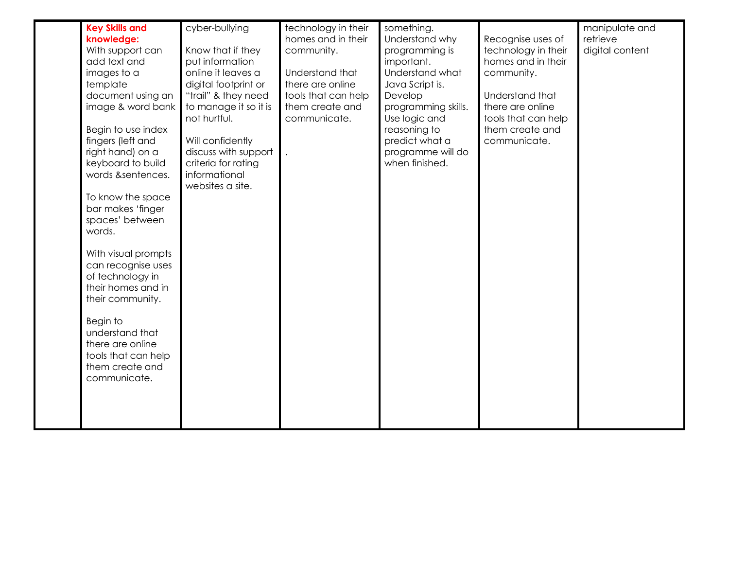|  |  |  |  |  |  |  |
|---|---|---|---|---|---|---|
|  | **Key Skills and knowledge:**<br>With support can add text and images to a template document using an image & word bank<br><br>Begin to use index fingers (left and right hand) on a keyboard to build words &sentences.<br><br>To know the space bar makes 'finger spaces' between words.<br><br>With visual prompts can recognise uses of technology in their homes and in their community.<br><br>Begin to understand that there are online tools that can help them create and communicate. | cyber-bullying<br><br>Know that if they put information online it leaves a digital footprint or "trail" & they need to manage it so it is not hurtful.<br><br>Will confidently discuss with support criteria for rating informational websites a site. | technology in their homes and in their community.<br><br>Understand that there are online tools that can help them create and communicate.<br><br>. | something.<br>Understand why programming is important.<br>Understand what Java Script is.<br>Develop programming skills.<br>Use logic and reasoning to predict what a programme will do when finished. | Recognise uses of technology in their homes and in their community.<br><br>Understand that there are online tools that can help them create and communicate. | manipulate and retrieve digital content |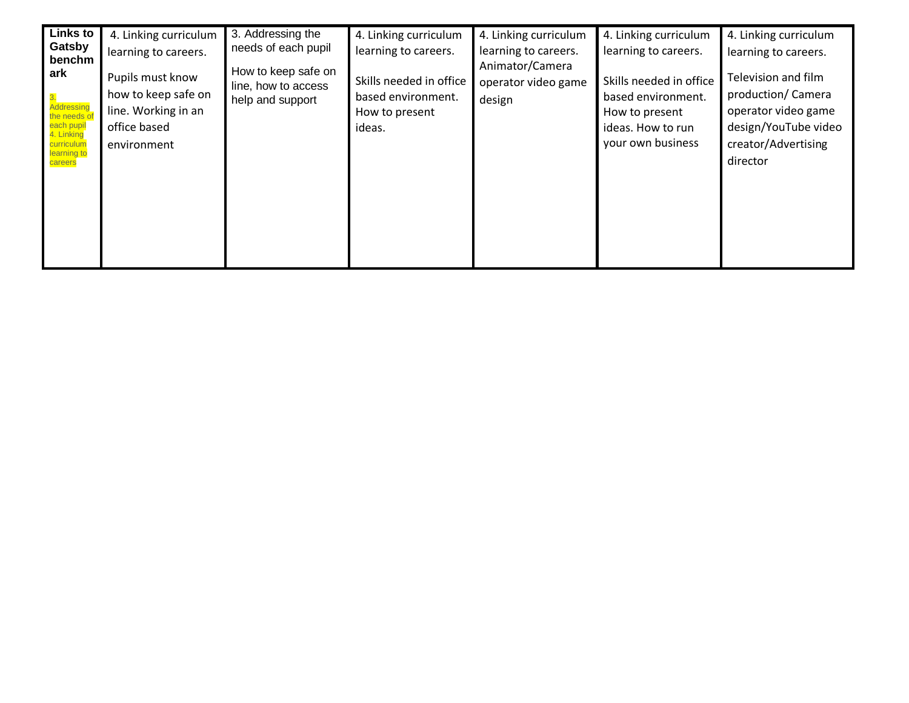| | | | | | | |
|---|---|---|---|---|---|---|
| **Links to Gatsby benchmark** 3. Addressing the needs of each pupil 4. Linking curriculum learning to careers | 4. Linking curriculum learning to careers. Pupils must know how to keep safe on line. Working in an office based environment | 3. Addressing the needs of each pupil How to keep safe on line, how to access help and support | 4. Linking curriculum learning to careers. Skills needed in office based environment. How to present ideas. | 4. Linking curriculum learning to careers. Animator/Camera operator video game design | 4. Linking curriculum learning to careers. Skills needed in office based environment. How to present ideas. How to run your own business | 4. Linking curriculum learning to careers. Television and film production/ Camera operator video game design/YouTube video creator/Advertising director |